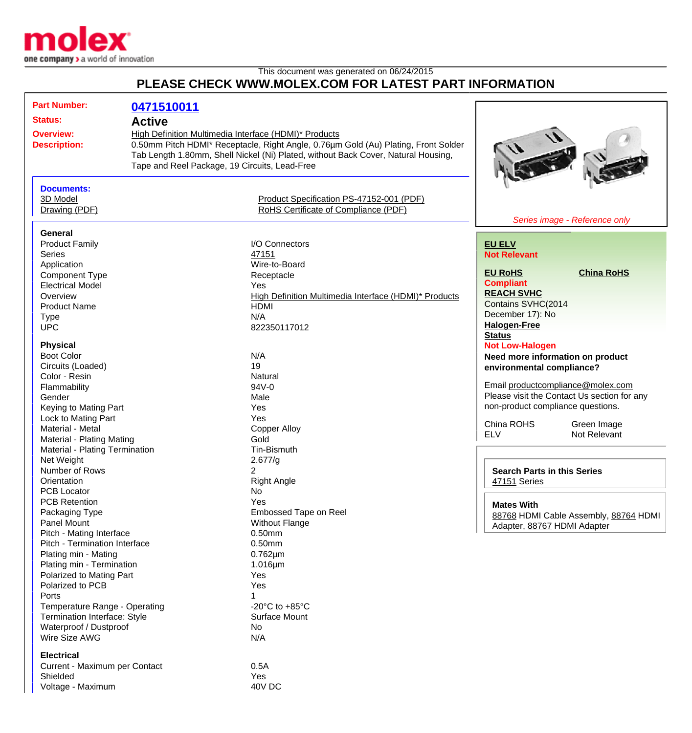This document was generated on 06/24/2015

# PLEASE CHECK WWW.MOLEX.COM FOR LATEST PART INFORMATION

**Part Number:** 0471510011

**Status:** Active

**Overview:** High Definition Multimedia Interface (HDMI)* Products

**Description:** 0.50mm Pitch HDMI* Receptacle, Right Angle, 0.76µm Gold (Au) Plating, Front Solder Tab Length 1.80mm, Shell Nickel (Ni) Plated, without Back Cover, Natural Housing, Tape and Reel Package, 19 Circuits, Lead-Free

*Series image - Reference only*

**Documents:**

| | |
|---|---|
| 3D Model | Product Specification PS-47152-001 (PDF) |
| Drawing (PDF) | RoHS Certificate of Compliance (PDF) |

### General

| | |
|---|---|
| Product Family | I/O Connectors |
| Series | 47151 |
| Application | Wire-to-Board |
| Component Type | Receptacle |
| Electrical Model | Yes |
| Overview | High Definition Multimedia Interface (HDMI)* Products |
| Product Name | HDMI |
| Type | N/A |
| UPC | 822350117012 |

### Physical

| | |
|---|---|
| Boot Color | N/A |
| Circuits (Loaded) | 19 |
| Color - Resin | Natural |
| Flammability | 94V-0 |
| Gender | Male |
| Keying to Mating Part | Yes |
| Lock to Mating Part | Yes |
| Material - Metal | Copper Alloy |
| Material - Plating Mating | Gold |
| Material - Plating Termination | Tin-Bismuth |
| Net Weight | 2.677/g |
| Number of Rows | 2 |
| Orientation | Right Angle |
| PCB Locator | No |
| PCB Retention | Yes |
| Packaging Type | Embossed Tape on Reel |
| Panel Mount | Without Flange |
| Pitch - Mating Interface | 0.50mm |
| Pitch - Termination Interface | 0.50mm |
| Plating min - Mating | 0.762µm |
| Plating min - Termination | 1.016µm |
| Polarized to Mating Part | Yes |
| Polarized to PCB | Yes |
| Ports | 1 |
| Temperature Range - Operating | -20°C to +85°C |
| Termination Interface: Style | Surface Mount |
| Waterproof / Dustproof | No |
| Wire Size AWG | N/A |

### Electrical

| | |
|---|---|
| Current - Maximum per Contact | 0.5A |
| Shielded | Yes |
| Voltage - Maximum | 40V DC |

**EU ELV**
Not Relevant

**EU RoHS** **China RoHS**
Compliant

**REACH SVHC**
Contains SVHC(2014 December 17): No

**Halogen-Free Status**
Not Low-Halogen

**Need more information on product environmental compliance?**

Email productcompliance@molex.com
Please visit the Contact Us section for any non-product compliance questions.

| | |
|---|---|
| China ROHS | Green Image |
| ELV | Not Relevant |

**Search Parts in this Series**
47151 Series

**Mates With**
88768 HDMI Cable Assembly, 88764 HDMI Adapter, 88767 HDMI Adapter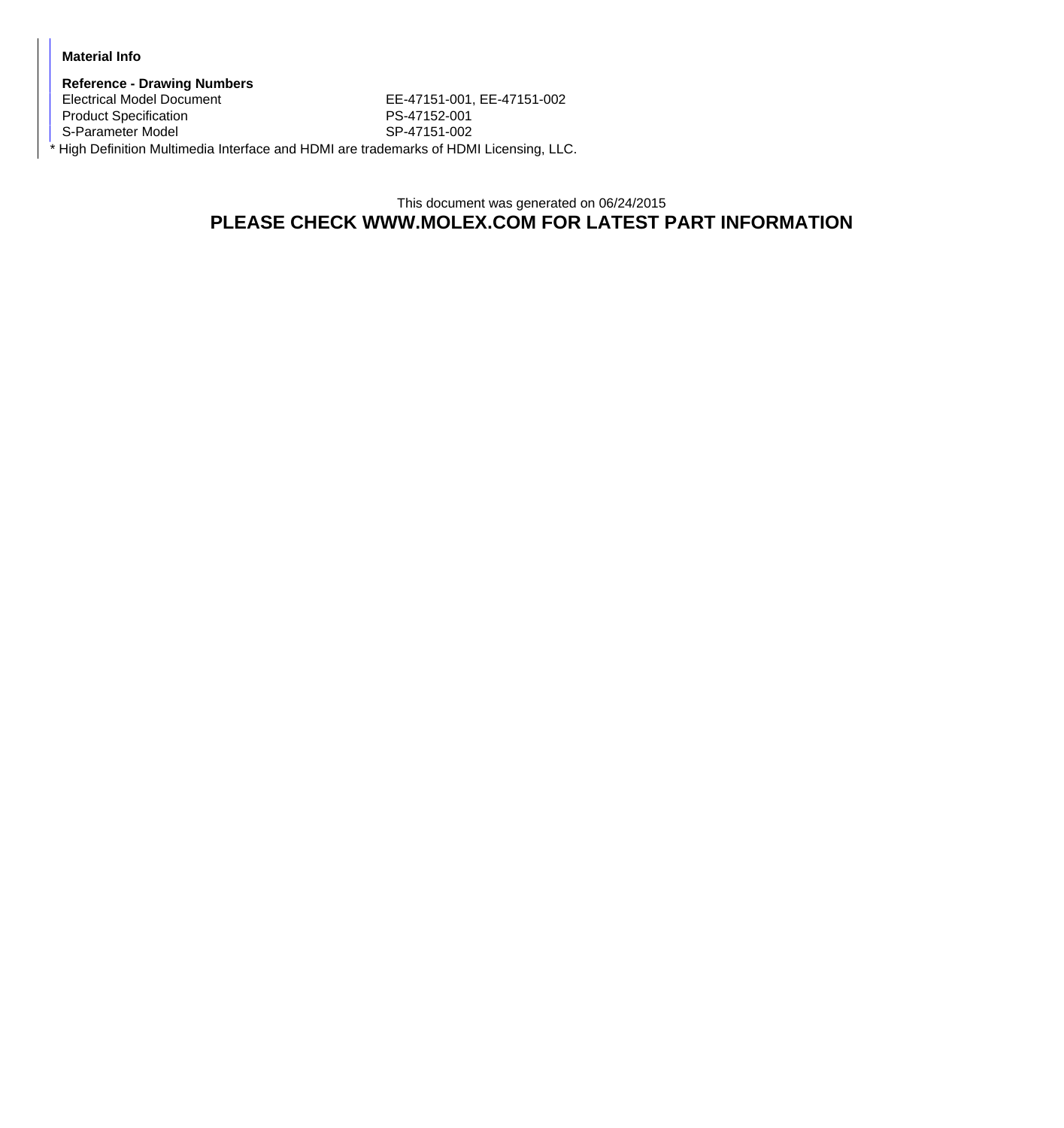**Material Info**

**Reference - Drawing Numbers**

| | |
|---|---|
| Electrical Model Document | EE-47151-001, EE-47151-002 |
| Product Specification | PS-47152-001 |
| S-Parameter Model | SP-47151-002 |

* High Definition Multimedia Interface and HDMI are trademarks of HDMI Licensing, LLC.

This document was generated on 06/24/2015

**PLEASE CHECK WWW.MOLEX.COM FOR LATEST PART INFORMATION**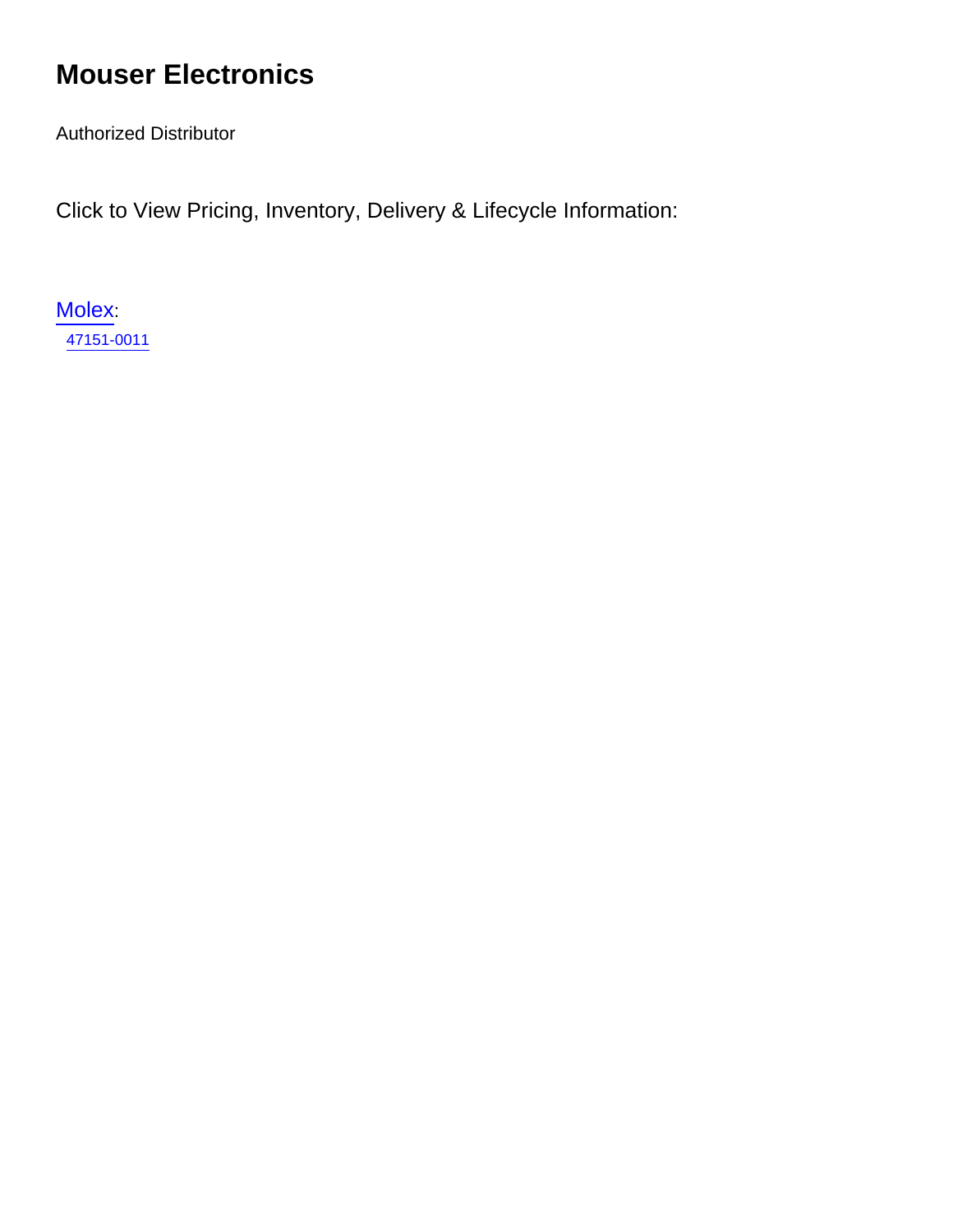# Mouser Electronics

Authorized Distributor

Click to View Pricing, Inventory, Delivery & Lifecycle Information:

Molex:

47151-0011